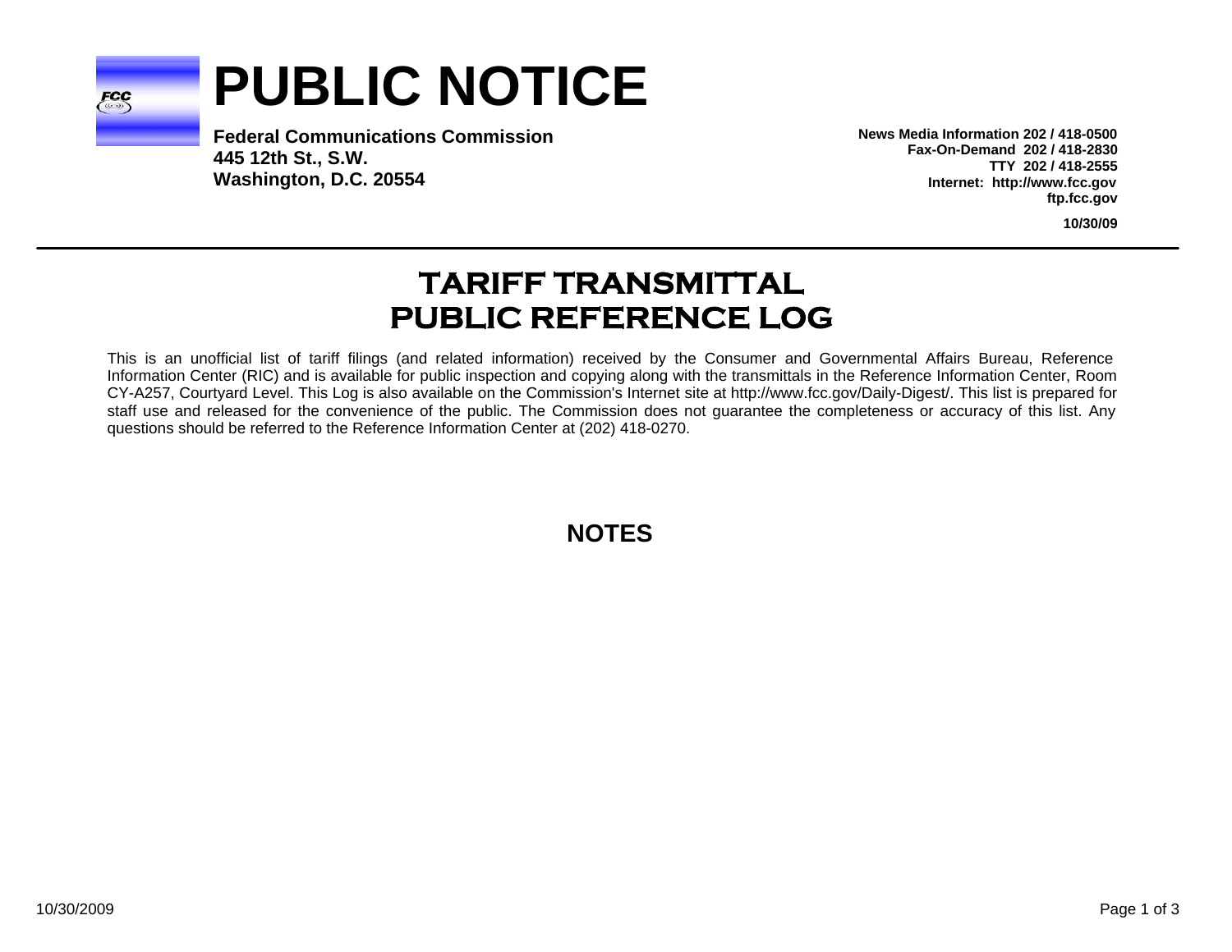# PUBLIC NOTICE

**Federal Communications Commission**
**445 12th St., S.W.**
**Washington, D.C. 20554**

**News Media Information 202 / 418-0500**
**Fax-On-Demand 202 / 418-2830**
**TTY 202 / 418-2555**
**Internet: http://www.fcc.gov**
**ftp.fcc.gov**

**10/30/09**

## TARIFF TRANSMITTAL PUBLIC REFERENCE LOG

This is an unofficial list of tariff filings (and related information) received by the Consumer and Governmental Affairs Bureau, Reference Information Center (RIC) and is available for public inspection and copying along with the transmittals in the Reference Information Center, Room CY-A257, Courtyard Level. This Log is also available on the Commission's Internet site at http://www.fcc.gov/Daily-Digest/. This list is prepared for staff use and released for the convenience of the public. The Commission does not guarantee the completeness or accuracy of this list. Any questions should be referred to the Reference Information Center at (202) 418-0270.

## NOTES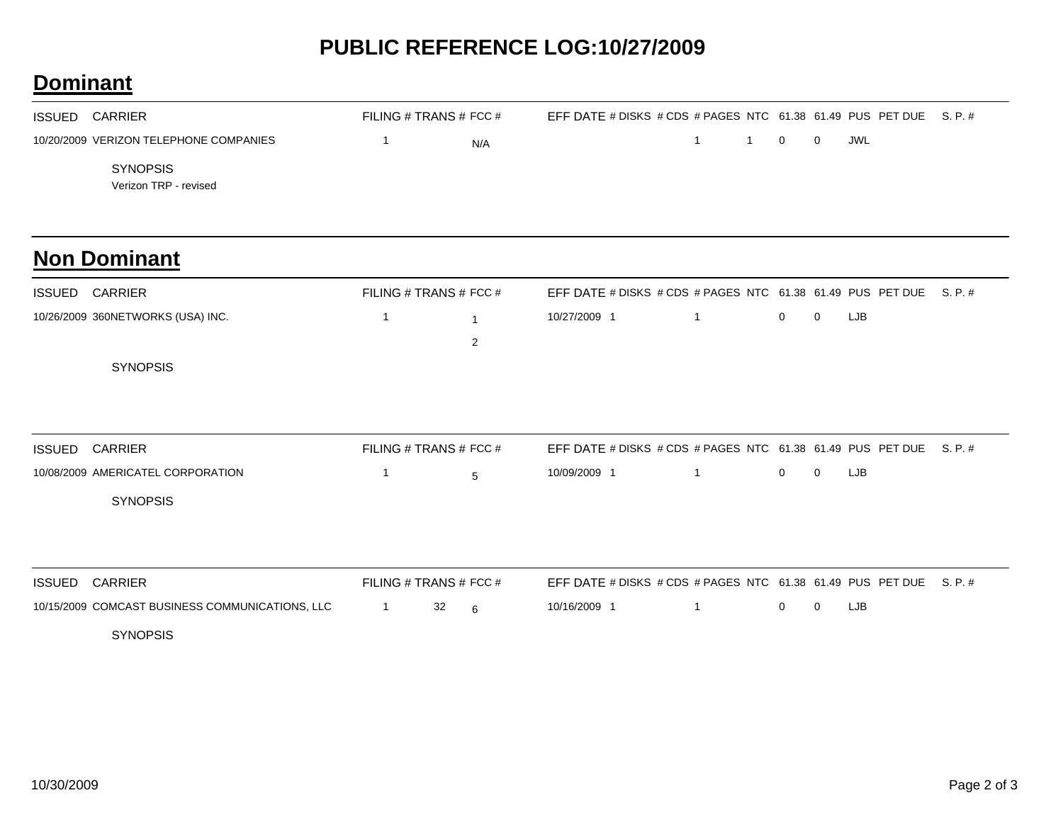# PUBLIC REFERENCE LOG:10/27/2009

## Dominant

| ISSUED | CARRIER | FILING # | TRANS # | FCC # | EFF DATE | # DISKS | # CDS | # PAGES | NTC | 61.38 | 61.49 | PUS | PET DUE | S. P. # |
|---|---|---|---|---|---|---|---|---|---|---|---|---|---|---|
| 10/20/2009 | VERIZON TELEPHONE COMPANIES | 1 | | N/A | | | | 1 | 1 | 0 | 0 | JWL | | |

SYNOPSIS

Verizon TRP - revised

## Non Dominant

| ISSUED | CARRIER | FILING # | TRANS # | FCC # | EFF DATE | # DISKS | # CDS | # PAGES | NTC | 61.38 | 61.49 | PUS | PET DUE | S. P. # |
|---|---|---|---|---|---|---|---|---|---|---|---|---|---|---|
| 10/26/2009 | 360NETWORKS (USA) INC. | 1 | | 1<br>2 | 10/27/2009 | 1 | | 1 | | 0 | 0 | LJB | | |

SYNOPSIS

| ISSUED | CARRIER | FILING # | TRANS # | FCC # | EFF DATE | # DISKS | # CDS | # PAGES | NTC | 61.38 | 61.49 | PUS | PET DUE | S. P. # |
|---|---|---|---|---|---|---|---|---|---|---|---|---|---|---|
| 10/08/2009 | AMERICATEL CORPORATION | 1 | | 5 | 10/09/2009 | 1 | | 1 | | 0 | 0 | LJB | | |

SYNOPSIS

| ISSUED | CARRIER | FILING # | TRANS # | FCC # | EFF DATE | # DISKS | # CDS | # PAGES | NTC | 61.38 | 61.49 | PUS | PET DUE | S. P. # |
|---|---|---|---|---|---|---|---|---|---|---|---|---|---|---|
| 10/15/2009 | COMCAST BUSINESS COMMUNICATIONS, LLC | 1 | 32 | 6 | 10/16/2009 | 1 | | 1 | | 0 | 0 | LJB | | |

SYNOPSIS

10/30/2009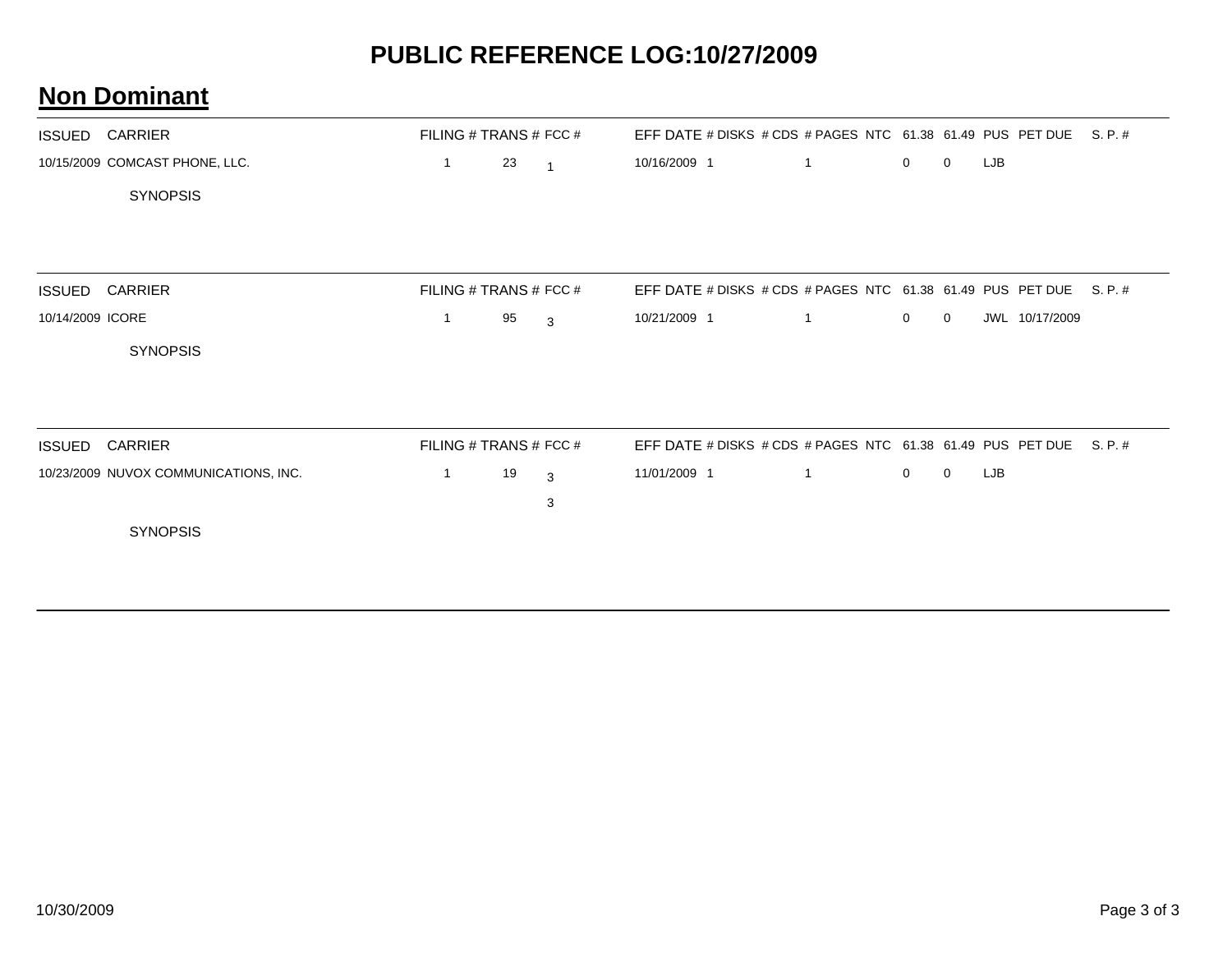# PUBLIC REFERENCE LOG:10/27/2009

## Non Dominant

| ISSUED | CARRIER | FILING # | TRANS # | FCC # | EFF DATE | # DISKS | # CDS | # PAGES | NTC | 61.38 | 61.49 | PUS | PET DUE | S. P. # |
|---|---|---|---|---|---|---|---|---|---|---|---|---|---|---|
| 10/15/2009 | COMCAST PHONE, LLC. | 1 | 23 | 1 | 10/16/2009 | 1 | | 1 | | 0 | 0 | LJB | | |

SYNOPSIS

| ISSUED | CARRIER | FILING # | TRANS # | FCC # | EFF DATE | # DISKS | # CDS | # PAGES | NTC | 61.38 | 61.49 | PUS | PET DUE | S. P. # |
|---|---|---|---|---|---|---|---|---|---|---|---|---|---|---|
| 10/14/2009 | ICORE | 1 | 95 | 3 | 10/21/2009 | 1 | | 1 | | 0 | 0 | JWL | 10/17/2009 | |

SYNOPSIS

| ISSUED | CARRIER | FILING # | TRANS # | FCC # | EFF DATE | # DISKS | # CDS | # PAGES | NTC | 61.38 | 61.49 | PUS | PET DUE | S. P. # |
|---|---|---|---|---|---|---|---|---|---|---|---|---|---|---|
| 10/23/2009 | NUVOX COMMUNICATIONS, INC. | 1 | 19 | 3 | 11/01/2009 | 1 | | 1 | | 0 | 0 | LJB | | |
| | | | | 3 | | | | | | | | | | |

SYNOPSIS

10/30/2009